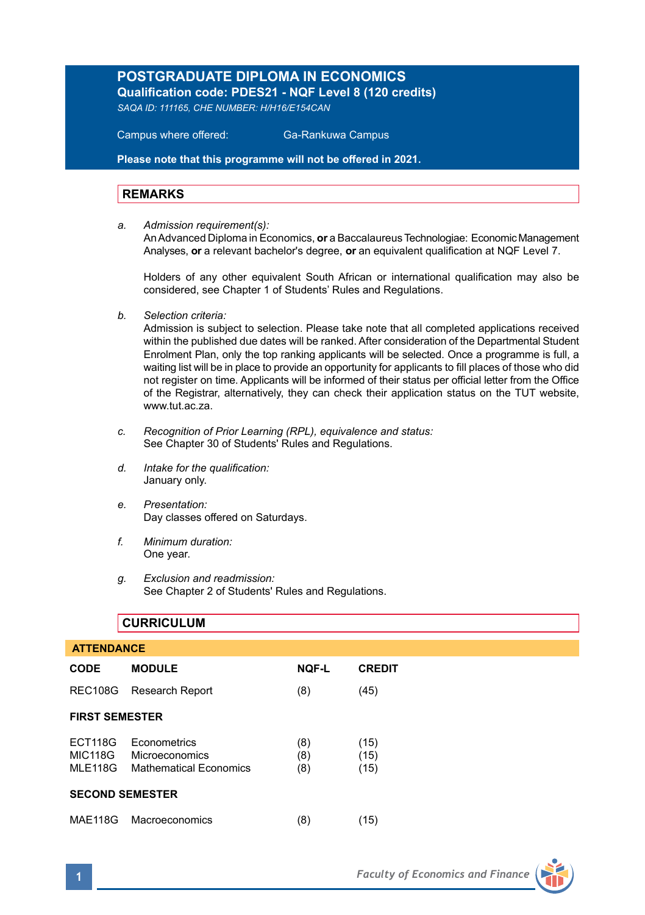# POSTGRADUATE DIPLOMA IN ECONOMICS

**Qualification code: PDES21 - NQF Level 8 (120 credits)**

*SAQA ID: 111165, CHE NUMBER: H/H16/E154CAN*

Campus where offered: Ga-Rankuwa Campus

**Please note that this programme will not be offered in 2021.**

## REMARKS

a. *Admission requirement(s):*
   An Advanced Diploma in Economics, **or** a Baccalaureus Technologiae: Economic Management Analyses, **or** a relevant bachelor's degree, **or** an equivalent qualification at NQF Level 7.

   Holders of any other equivalent South African or international qualification may also be considered, see Chapter 1 of Students' Rules and Regulations.

b. *Selection criteria:*
   Admission is subject to selection. Please take note that all completed applications received within the published due dates will be ranked. After consideration of the Departmental Student Enrolment Plan, only the top ranking applicants will be selected. Once a programme is full, a waiting list will be in place to provide an opportunity for applicants to fill places of those who did not register on time. Applicants will be informed of their status per official letter from the Office of the Registrar, alternatively, they can check their application status on the TUT website, www.tut.ac.za.

c. *Recognition of Prior Learning (RPL), equivalence and status:*
   See Chapter 30 of Students' Rules and Regulations.

d. *Intake for the qualification:*
   January only.

e. *Presentation:*
   Day classes offered on Saturdays.

f. *Minimum duration:*
   One year.

g. *Exclusion and readmission:*
   See Chapter 2 of Students' Rules and Regulations.

## CURRICULUM

**ATTENDANCE**

| CODE | MODULE | NQF-L | CREDIT |
|---|---|---|---|
| REC108G | Research Report | (8) | (45) |
| **FIRST SEMESTER** | | | |
| ECT118G | Econometrics | (8) | (15) |
| MIC118G | Microeconomics | (8) | (15) |
| MLE118G | Mathematical Economics | (8) | (15) |
| **SECOND SEMESTER** | | | |
| MAE118G | Macroeconomics | (8) | (15) |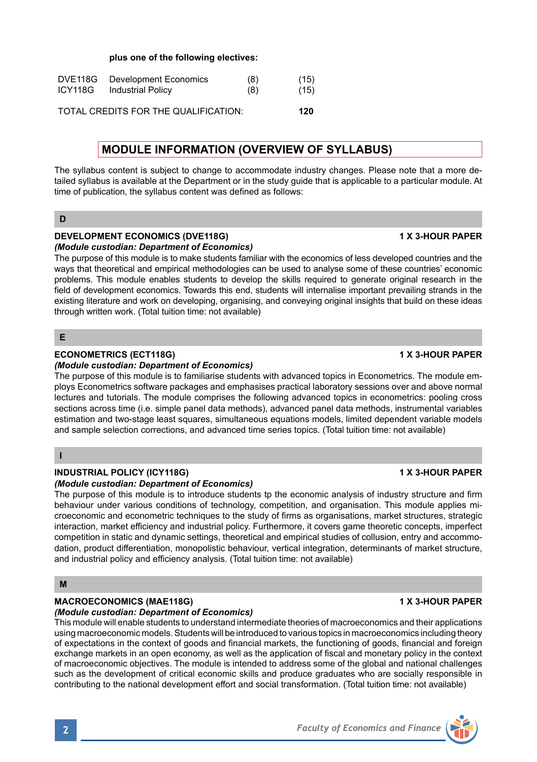**plus one of the following electives:**

| | | | |
|---|---|---|---|
| DVE118G | Development Economics | (8) | (15) |
| ICY118G | Industrial Policy | (8) | (15) |

TOTAL CREDITS FOR THE QUALIFICATION: **120**

## MODULE INFORMATION (OVERVIEW OF SYLLABUS)

The syllabus content is subject to change to accommodate industry changes. Please note that a more detailed syllabus is available at the Department or in the study guide that is applicable to a particular module. At time of publication, the syllabus content was defined as follows:

### D

**DEVELOPMENT ECONOMICS (DVE118G)** **1 X 3-HOUR PAPER**
*(Module custodian: Department of Economics)*
The purpose of this module is to make students familiar with the economics of less developed countries and the ways that theoretical and empirical methodologies can be used to analyse some of these countries' economic problems. This module enables students to develop the skills required to generate original research in the field of development economics. Towards this end, students will internalise important prevailing strands in the existing literature and work on developing, organising, and conveying original insights that build on these ideas through written work. (Total tuition time: not available)

### E

**ECONOMETRICS (ECT118G)** **1 X 3-HOUR PAPER**
*(Module custodian: Department of Economics)*
The purpose of this module is to familiarise students with advanced topics in Econometrics. The module employs Econometrics software packages and emphasises practical laboratory sessions over and above normal lectures and tutorials. The module comprises the following advanced topics in econometrics: pooling cross sections across time (i.e. simple panel data methods), advanced panel data methods, instrumental variables estimation and two-stage least squares, simultaneous equations models, limited dependent variable models and sample selection corrections, and advanced time series topics. (Total tuition time: not available)

### I

**INDUSTRIAL POLICY (ICY118G)** **1 X 3-HOUR PAPER**
*(Module custodian: Department of Economics)*
The purpose of this module is to introduce students tp the economic analysis of industry structure and firm behaviour under various conditions of technology, competition, and organisation. This module applies microeconomic and econometric techniques to the study of firms as organisations, market structures, strategic interaction, market efficiency and industrial policy. Furthermore, it covers game theoretic concepts, imperfect competition in static and dynamic settings, theoretical and empirical studies of collusion, entry and accommodation, product differentiation, monopolistic behaviour, vertical integration, determinants of market structure, and industrial policy and efficiency analysis. (Total tuition time: not available)

### M

**MACROECONOMICS (MAE118G)** **1 X 3-HOUR PAPER**
*(Module custodian: Department of Economics)*
This module will enable students to understand intermediate theories of macroeconomics and their applications using macroeconomic models. Students will be introduced to various topics in macroeconomics including theory of expectations in the context of goods and financial markets, the functioning of goods, financial and foreign exchange markets in an open economy, as well as the application of fiscal and monetary policy in the context of macroeconomic objectives. The module is intended to address some of the global and national challenges such as the development of critical economic skills and produce graduates who are socially responsible in contributing to the national development effort and social transformation. (Total tuition time: not available)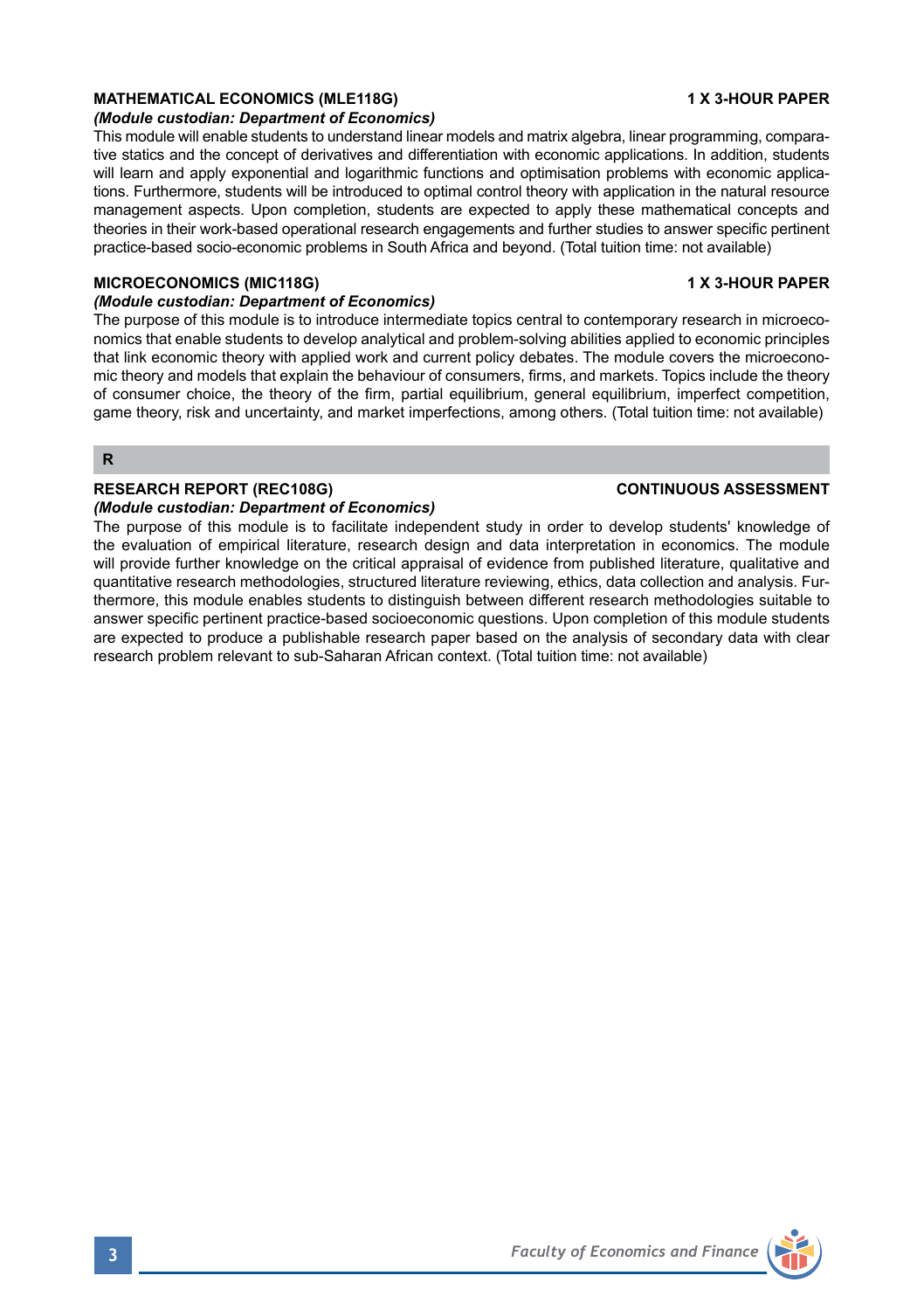### MATHEMATICAL ECONOMICS (MLE118G) — 1 X 3-HOUR PAPER

*(Module custodian: Department of Economics)*

This module will enable students to understand linear models and matrix algebra, linear programming, comparative statics and the concept of derivatives and differentiation with economic applications. In addition, students will learn and apply exponential and logarithmic functions and optimisation problems with economic applications. Furthermore, students will be introduced to optimal control theory with application in the natural resource management aspects. Upon completion, students are expected to apply these mathematical concepts and theories in their work-based operational research engagements and further studies to answer specific pertinent practice-based socio-economic problems in South Africa and beyond. (Total tuition time: not available)

### MICROECONOMICS (MIC118G) — 1 X 3-HOUR PAPER

*(Module custodian: Department of Economics)*

The purpose of this module is to introduce intermediate topics central to contemporary research in microeconomics that enable students to develop analytical and problem-solving abilities applied to economic principles that link economic theory with applied work and current policy debates. The module covers the microeconomic theory and models that explain the behaviour of consumers, firms, and markets. Topics include the theory of consumer choice, the theory of the firm, partial equilibrium, general equilibrium, imperfect competition, game theory, risk and uncertainty, and market imperfections, among others. (Total tuition time: not available)

## R

### RESEARCH REPORT (REC108G) — CONTINUOUS ASSESSMENT

*(Module custodian: Department of Economics)*

The purpose of this module is to facilitate independent study in order to develop students' knowledge of the evaluation of empirical literature, research design and data interpretation in economics. The module will provide further knowledge on the critical appraisal of evidence from published literature, qualitative and quantitative research methodologies, structured literature reviewing, ethics, data collection and analysis. Furthermore, this module enables students to distinguish between different research methodologies suitable to answer specific pertinent practice-based socioeconomic questions. Upon completion of this module students are expected to produce a publishable research paper based on the analysis of secondary data with clear research problem relevant to sub-Saharan African context. (Total tuition time: not available)